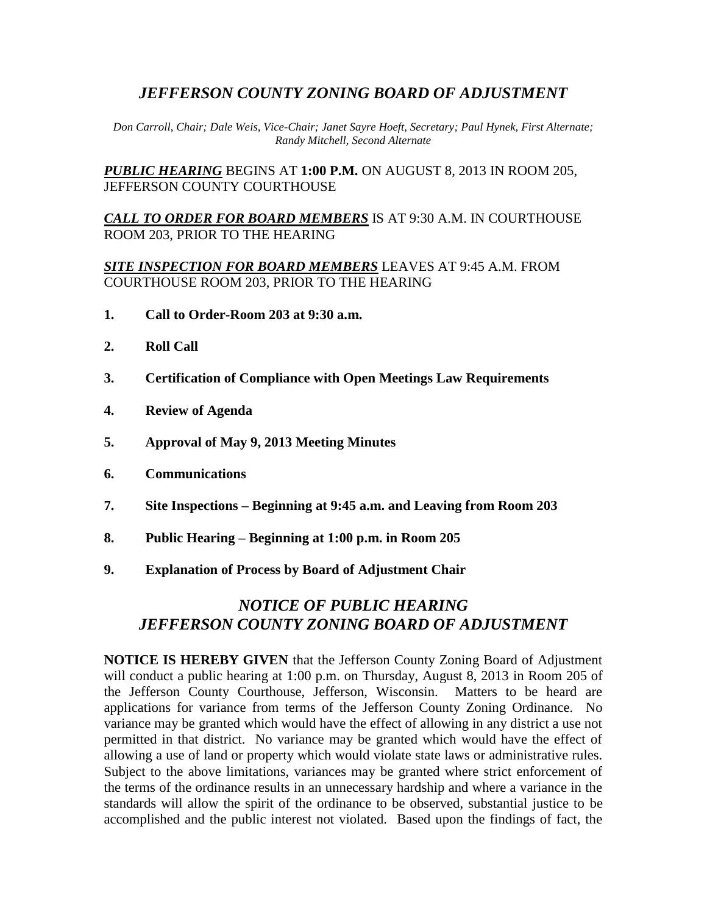# *JEFFERSON COUNTY ZONING BOARD OF ADJUSTMENT*

*Don Carroll, Chair; Dale Weis, Vice-Chair; Janet Sayre Hoeft, Secretary; Paul Hynek, First Alternate; Randy Mitchell, Second Alternate*

***PUBLIC HEARING*** BEGINS AT **1:00 P.M.** ON AUGUST 8, 2013 IN ROOM 205, JEFFERSON COUNTY COURTHOUSE

***CALL TO ORDER FOR BOARD MEMBERS*** IS AT 9:30 A.M. IN COURTHOUSE ROOM 203, PRIOR TO THE HEARING

***SITE INSPECTION FOR BOARD MEMBERS*** LEAVES AT 9:45 A.M. FROM COURTHOUSE ROOM 203, PRIOR TO THE HEARING

1. **Call to Order-Room 203 at 9:30 a.m.**
2. **Roll Call**
3. **Certification of Compliance with Open Meetings Law Requirements**
4. **Review of Agenda**
5. **Approval of May 9, 2013 Meeting Minutes**
6. **Communications**
7. **Site Inspections – Beginning at 9:45 a.m. and Leaving from Room 203**
8. **Public Hearing – Beginning at 1:00 p.m. in Room 205**
9. **Explanation of Process by Board of Adjustment Chair**

## *NOTICE OF PUBLIC HEARING*
## *JEFFERSON COUNTY ZONING BOARD OF ADJUSTMENT*

**NOTICE IS HEREBY GIVEN** that the Jefferson County Zoning Board of Adjustment will conduct a public hearing at 1:00 p.m. on Thursday, August 8, 2013 in Room 205 of the Jefferson County Courthouse, Jefferson, Wisconsin. Matters to be heard are applications for variance from terms of the Jefferson County Zoning Ordinance. No variance may be granted which would have the effect of allowing in any district a use not permitted in that district. No variance may be granted which would have the effect of allowing a use of land or property which would violate state laws or administrative rules. Subject to the above limitations, variances may be granted where strict enforcement of the terms of the ordinance results in an unnecessary hardship and where a variance in the standards will allow the spirit of the ordinance to be observed, substantial justice to be accomplished and the public interest not violated. Based upon the findings of fact, the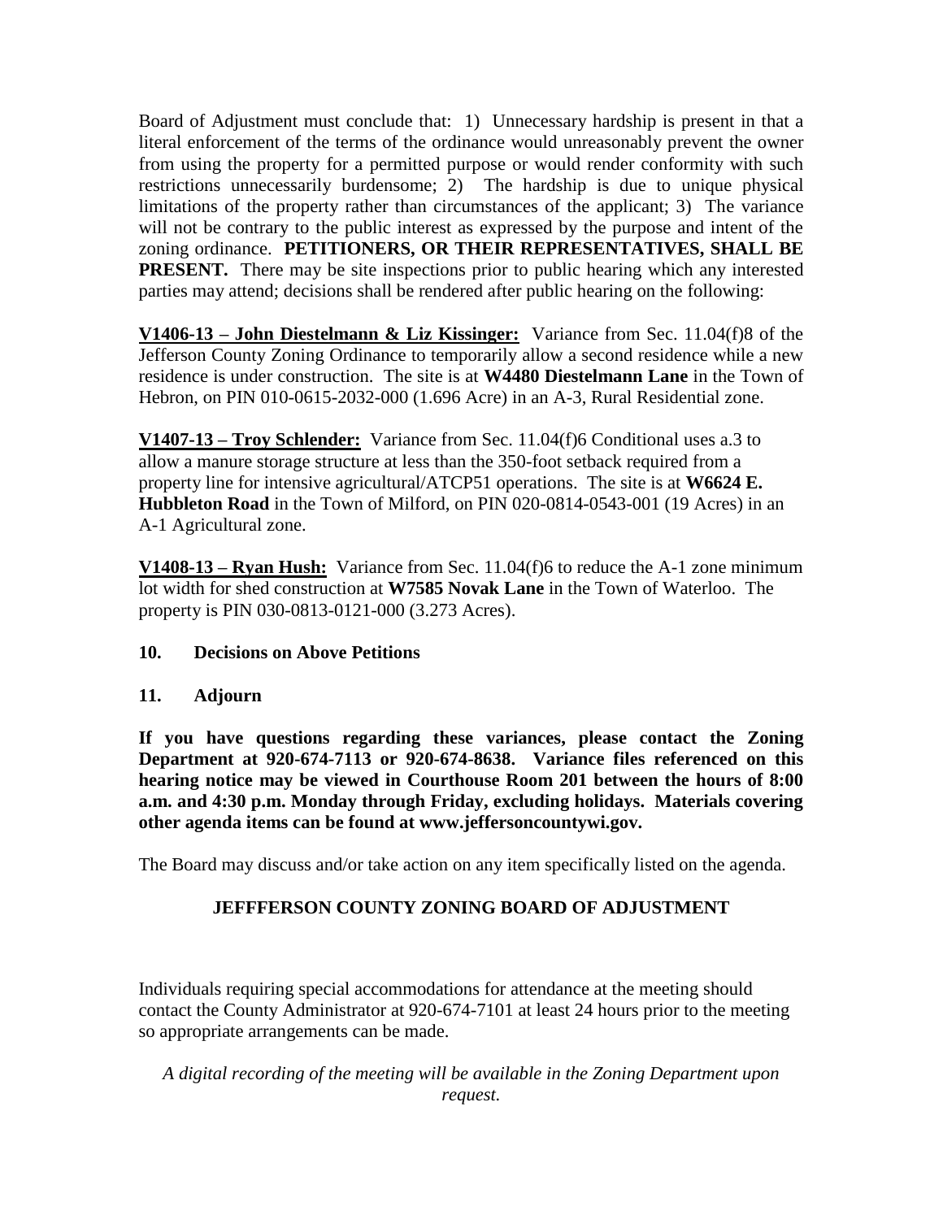Board of Adjustment must conclude that: 1) Unnecessary hardship is present in that a literal enforcement of the terms of the ordinance would unreasonably prevent the owner from using the property for a permitted purpose or would render conformity with such restrictions unnecessarily burdensome; 2) The hardship is due to unique physical limitations of the property rather than circumstances of the applicant; 3) The variance will not be contrary to the public interest as expressed by the purpose and intent of the zoning ordinance. **PETITIONERS, OR THEIR REPRESENTATIVES, SHALL BE PRESENT.** There may be site inspections prior to public hearing which any interested parties may attend; decisions shall be rendered after public hearing on the following:

**V1406-13 – John Diestelmann & Liz Kissinger:** Variance from Sec. 11.04(f)8 of the Jefferson County Zoning Ordinance to temporarily allow a second residence while a new residence is under construction. The site is at **W4480 Diestelmann Lane** in the Town of Hebron, on PIN 010-0615-2032-000 (1.696 Acre) in an A-3, Rural Residential zone.

**V1407-13 – Troy Schlender:** Variance from Sec. 11.04(f)6 Conditional uses a.3 to allow a manure storage structure at less than the 350-foot setback required from a property line for intensive agricultural/ATCP51 operations. The site is at **W6624 E. Hubbleton Road** in the Town of Milford, on PIN 020-0814-0543-001 (19 Acres) in an A-1 Agricultural zone.

**V1408-13 – Ryan Hush:** Variance from Sec. 11.04(f)6 to reduce the A-1 zone minimum lot width for shed construction at **W7585 Novak Lane** in the Town of Waterloo. The property is PIN 030-0813-0121-000 (3.273 Acres).

**10. Decisions on Above Petitions**

**11. Adjourn**

**If you have questions regarding these variances, please contact the Zoning Department at 920-674-7113 or 920-674-8638. Variance files referenced on this hearing notice may be viewed in Courthouse Room 201 between the hours of 8:00 a.m. and 4:30 p.m. Monday through Friday, excluding holidays. Materials covering other agenda items can be found at www.jeffersoncountywi.gov.**

The Board may discuss and/or take action on any item specifically listed on the agenda.

**JEFFFERSON COUNTY ZONING BOARD OF ADJUSTMENT**

Individuals requiring special accommodations for attendance at the meeting should contact the County Administrator at 920-674-7101 at least 24 hours prior to the meeting so appropriate arrangements can be made.

*A digital recording of the meeting will be available in the Zoning Department upon request.*